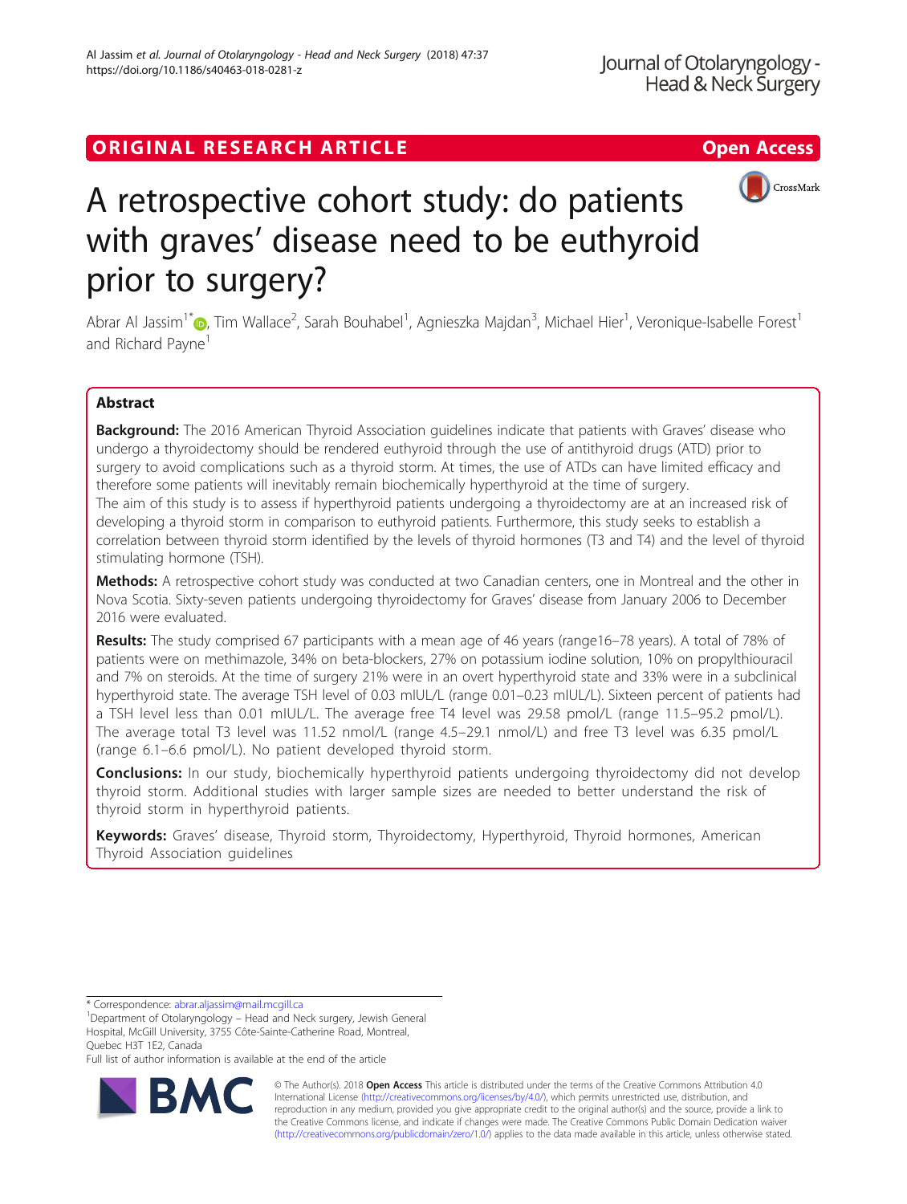ORIGINAL RESEARCH ARTICLE

Open Access

# A retrospective cohort study: do patients with graves' disease need to be euthyroid prior to surgery?

Abrar Al Jassim[1*], Tim Wallace[2], Sarah Bouhabel[1], Agnieszka Majdan[3], Michael Hier[1], Veronique-Isabelle Forest[1] and Richard Payne[1]

## Abstract

**Background:** The 2016 American Thyroid Association guidelines indicate that patients with Graves' disease who undergo a thyroidectomy should be rendered euthyroid through the use of antithyroid drugs (ATD) prior to surgery to avoid complications such as a thyroid storm. At times, the use of ATDs can have limited efficacy and therefore some patients will inevitably remain biochemically hyperthyroid at the time of surgery.

The aim of this study is to assess if hyperthyroid patients undergoing a thyroidectomy are at an increased risk of developing a thyroid storm in comparison to euthyroid patients. Furthermore, this study seeks to establish a correlation between thyroid storm identified by the levels of thyroid hormones (T3 and T4) and the level of thyroid stimulating hormone (TSH).

**Methods:** A retrospective cohort study was conducted at two Canadian centers, one in Montreal and the other in Nova Scotia. Sixty-seven patients undergoing thyroidectomy for Graves' disease from January 2006 to December 2016 were evaluated.

**Results:** The study comprised 67 participants with a mean age of 46 years (range16–78 years). A total of 78% of patients were on methimazole, 34% on beta-blockers, 27% on potassium iodine solution, 10% on propylthiouracil and 7% on steroids. At the time of surgery 21% were in an overt hyperthyroid state and 33% were in a subclinical hyperthyroid state. The average TSH level of 0.03 mIUL/L (range 0.01–0.23 mIUL/L). Sixteen percent of patients had a TSH level less than 0.01 mIUL/L. The average free T4 level was 29.58 pmol/L (range 11.5–95.2 pmol/L). The average total T3 level was 11.52 nmol/L (range 4.5–29.1 nmol/L) and free T3 level was 6.35 pmol/L (range 6.1–6.6 pmol/L). No patient developed thyroid storm.

**Conclusions:** In our study, biochemically hyperthyroid patients undergoing thyroidectomy did not develop thyroid storm. Additional studies with larger sample sizes are needed to better understand the risk of thyroid storm in hyperthyroid patients.

**Keywords:** Graves' disease, Thyroid storm, Thyroidectomy, Hyperthyroid, Thyroid hormones, American Thyroid Association guidelines

* Correspondence: abrar.aljassim@mail.mcgill.ca

[1]Department of Otolaryngology – Head and Neck surgery, Jewish General Hospital, McGill University, 3755 Côte-Sainte-Catherine Road, Montreal, Quebec H3T 1E2, Canada

Full list of author information is available at the end of the article

© The Author(s). 2018 **Open Access** This article is distributed under the terms of the Creative Commons Attribution 4.0 International License (http://creativecommons.org/licenses/by/4.0/), which permits unrestricted use, distribution, and reproduction in any medium, provided you give appropriate credit to the original author(s) and the source, provide a link to the Creative Commons license, and indicate if changes were made. The Creative Commons Public Domain Dedication waiver (http://creativecommons.org/publicdomain/zero/1.0/) applies to the data made available in this article, unless otherwise stated.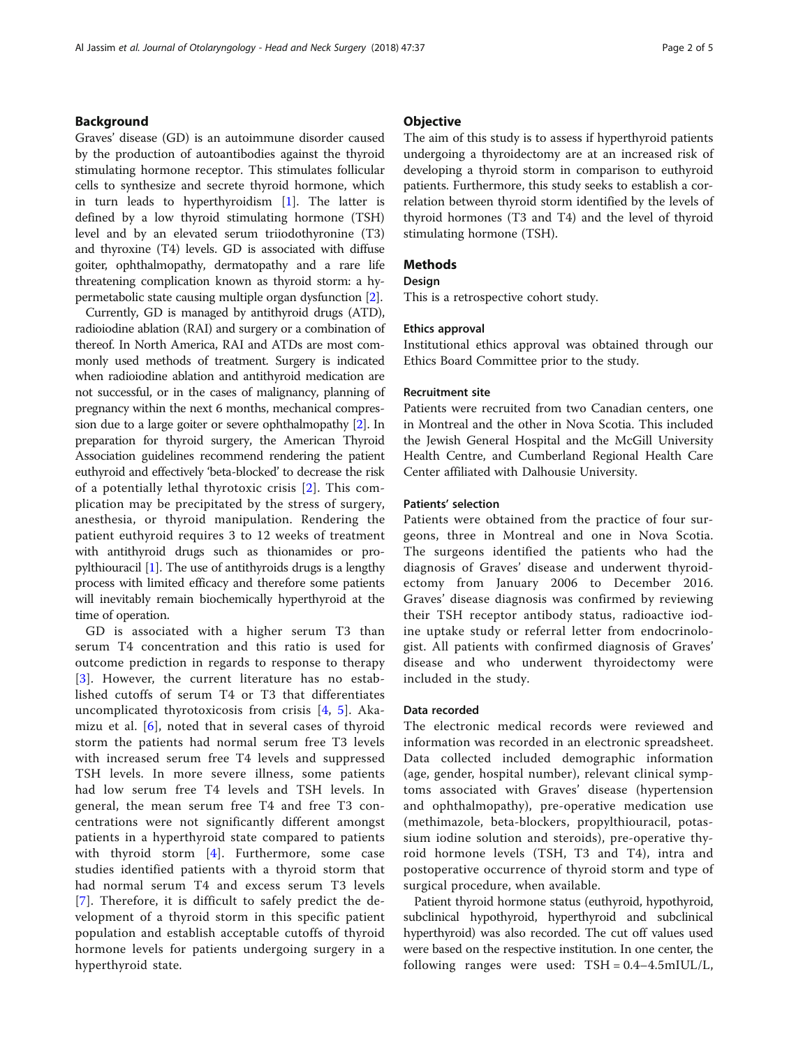## Background

Graves' disease (GD) is an autoimmune disorder caused by the production of autoantibodies against the thyroid stimulating hormone receptor. This stimulates follicular cells to synthesize and secrete thyroid hormone, which in turn leads to hyperthyroidism [1]. The latter is defined by a low thyroid stimulating hormone (TSH) level and by an elevated serum triiodothyronine (T3) and thyroxine (T4) levels. GD is associated with diffuse goiter, ophthalmopathy, dermatopathy and a rare life threatening complication known as thyroid storm: a hypermetabolic state causing multiple organ dysfunction [2].

Currently, GD is managed by antithyroid drugs (ATD), radioiodine ablation (RAI) and surgery or a combination of thereof. In North America, RAI and ATDs are most commonly used methods of treatment. Surgery is indicated when radioiodine ablation and antithyroid medication are not successful, or in the cases of malignancy, planning of pregnancy within the next 6 months, mechanical compression due to a large goiter or severe ophthalmopathy [2]. In preparation for thyroid surgery, the American Thyroid Association guidelines recommend rendering the patient euthyroid and effectively 'beta-blocked' to decrease the risk of a potentially lethal thyrotoxic crisis [2]. This complication may be precipitated by the stress of surgery, anesthesia, or thyroid manipulation. Rendering the patient euthyroid requires 3 to 12 weeks of treatment with antithyroid drugs such as thionamides or propylthiouracil [1]. The use of antithyroids drugs is a lengthy process with limited efficacy and therefore some patients will inevitably remain biochemically hyperthyroid at the time of operation.

GD is associated with a higher serum T3 than serum T4 concentration and this ratio is used for outcome prediction in regards to response to therapy [3]. However, the current literature has no established cutoffs of serum T4 or T3 that differentiates uncomplicated thyrotoxicosis from crisis [4, 5]. Akamizu et al. [6], noted that in several cases of thyroid storm the patients had normal serum free T3 levels with increased serum free T4 levels and suppressed TSH levels. In more severe illness, some patients had low serum free T4 levels and TSH levels. In general, the mean serum free T4 and free T3 concentrations were not significantly different amongst patients in a hyperthyroid state compared to patients with thyroid storm [4]. Furthermore, some case studies identified patients with a thyroid storm that had normal serum T4 and excess serum T3 levels [7]. Therefore, it is difficult to safely predict the development of a thyroid storm in this specific patient population and establish acceptable cutoffs of thyroid hormone levels for patients undergoing surgery in a hyperthyroid state.

## Objective

The aim of this study is to assess if hyperthyroid patients undergoing a thyroidectomy are at an increased risk of developing a thyroid storm in comparison to euthyroid patients. Furthermore, this study seeks to establish a correlation between thyroid storm identified by the levels of thyroid hormones (T3 and T4) and the level of thyroid stimulating hormone (TSH).

## Methods

### Design

This is a retrospective cohort study.

### Ethics approval

Institutional ethics approval was obtained through our Ethics Board Committee prior to the study.

### Recruitment site

Patients were recruited from two Canadian centers, one in Montreal and the other in Nova Scotia. This included the Jewish General Hospital and the McGill University Health Centre, and Cumberland Regional Health Care Center affiliated with Dalhousie University.

### Patients' selection

Patients were obtained from the practice of four surgeons, three in Montreal and one in Nova Scotia. The surgeons identified the patients who had the diagnosis of Graves' disease and underwent thyroidectomy from January 2006 to December 2016. Graves' disease diagnosis was confirmed by reviewing their TSH receptor antibody status, radioactive iodine uptake study or referral letter from endocrinologist. All patients with confirmed diagnosis of Graves' disease and who underwent thyroidectomy were included in the study.

### Data recorded

The electronic medical records were reviewed and information was recorded in an electronic spreadsheet. Data collected included demographic information (age, gender, hospital number), relevant clinical symptoms associated with Graves' disease (hypertension and ophthalmopathy), pre-operative medication use (methimazole, beta-blockers, propylthiouracil, potassium iodine solution and steroids), pre-operative thyroid hormone levels (TSH, T3 and T4), intra and postoperative occurrence of thyroid storm and type of surgical procedure, when available.

Patient thyroid hormone status (euthyroid, hypothyroid, subclinical hypothyroid, hyperthyroid and subclinical hyperthyroid) was also recorded. The cut off values used were based on the respective institution. In one center, the following ranges were used: TSH = 0.4–4.5mIUL/L,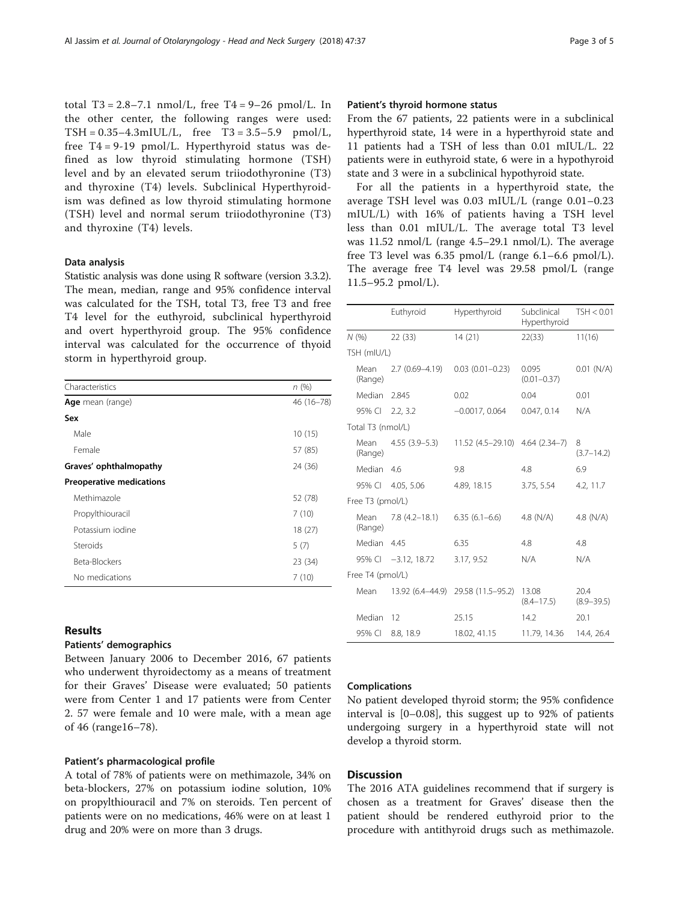total T3 = 2.8–7.1 nmol/L, free T4 = 9–26 pmol/L. In the other center, the following ranges were used: TSH = 0.35–4.3mIUL/L, free T3 = 3.5–5.9 pmol/L, free T4 = 9-19 pmol/L. Hyperthyroid status was defined as low thyroid stimulating hormone (TSH) level and by an elevated serum triiodothyronine (T3) and thyroxine (T4) levels. Subclinical Hyperthyroidism was defined as low thyroid stimulating hormone (TSH) level and normal serum triiodothyronine (T3) and thyroxine (T4) levels.

### Data analysis

Statistic analysis was done using R software (version 3.3.2). The mean, median, range and 95% confidence interval was calculated for the TSH, total T3, free T3 and free T4 level for the euthyroid, subclinical hyperthyroid and overt hyperthyroid group. The 95% confidence interval was calculated for the occurrence of thyoid storm in hyperthyroid group.

| Characteristics | n (%) |
|---|---|
| **Age** mean (range) | 46 (16–78) |
| **Sex** | |
| Male | 10 (15) |
| Female | 57 (85) |
| **Graves' ophthalmopathy** | 24 (36) |
| **Preoperative medications** | |
| Methimazole | 52 (78) |
| Propylthiouracil | 7 (10) |
| Potassium iodine | 18 (27) |
| Steroids | 5 (7) |
| Beta-Blockers | 23 (34) |
| No medications | 7 (10) |

## Results

### Patients' demographics

Between January 2006 to December 2016, 67 patients who underwent thyroidectomy as a means of treatment for their Graves' Disease were evaluated; 50 patients were from Center 1 and 17 patients were from Center 2. 57 were female and 10 were male, with a mean age of 46 (range16–78).

### Patient's pharmacological profile

A total of 78% of patients were on methimazole, 34% on beta-blockers, 27% on potassium iodine solution, 10% on propylthiouracil and 7% on steroids. Ten percent of patients were on no medications, 46% were on at least 1 drug and 20% were on more than 3 drugs.

### Patient's thyroid hormone status

From the 67 patients, 22 patients were in a subclinical hyperthyroid state, 14 were in a hyperthyroid state and 11 patients had a TSH of less than 0.01 mIUL/L. 22 patients were in euthyroid state, 6 were in a hypothyroid state and 3 were in a subclinical hypothyroid state.

For all the patients in a hyperthyroid state, the average TSH level was 0.03 mIUL/L (range 0.01–0.23 mIUL/L) with 16% of patients having a TSH level less than 0.01 mIUL/L. The average total T3 level was 11.52 nmol/L (range 4.5–29.1 nmol/L). The average free T3 level was 6.35 pmol/L (range 6.1–6.6 pmol/L). The average free T4 level was 29.58 pmol/L (range 11.5–95.2 pmol/L).

| | Euthyroid | Hyperthyroid | Subclinical Hyperthyroid | TSH < 0.01 |
|---|---|---|---|---|
| N (%) | 22 (33) | 14 (21) | 22(33) | 11(16) |
| TSH (mIU/L) | | | | |
| Mean (Range) | 2.7 (0.69–4.19) | 0.03 (0.01–0.23) | 0.095 (0.01–0.37) | 0.01 (N/A) |
| Median | 2.845 | 0.02 | 0.04 | 0.01 |
| 95% CI | 2.2, 3.2 | −0.0017, 0.064 | 0.047, 0.14 | N/A |
| Total T3 (nmol/L) | | | | |
| Mean (Range) | 4.55 (3.9–5.3) | 11.52 (4.5–29.10) | 4.64 (2.34–7) | 8 (3.7–14.2) |
| Median | 4.6 | 9.8 | 4.8 | 6.9 |
| 95% CI | 4.05, 5.06 | 4.89, 18.15 | 3.75, 5.54 | 4.2, 11.7 |
| Free T3 (pmol/L) | | | | |
| Mean (Range) | 7.8 (4.2–18.1) | 6.35 (6.1–6.6) | 4.8 (N/A) | 4.8 (N/A) |
| Median | 4.45 | 6.35 | 4.8 | 4.8 |
| 95% CI | −3.12, 18.72 | 3.17, 9.52 | N/A | N/A |
| Free T4 (pmol/L) | | | | |
| Mean | 13.92 (6.4–44.9) | 29.58 (11.5–95.2) | 13.08 (8.4–17.5) | 20.4 (8.9–39.5) |
| Median | 12 | 25.15 | 14.2 | 20.1 |
| 95% CI | 8.8, 18.9 | 18.02, 41.15 | 11.79, 14.36 | 14.4, 26.4 |

### Complications

No patient developed thyroid storm; the 95% confidence interval is [0–0.08], this suggest up to 92% of patients undergoing surgery in a hyperthyroid state will not develop a thyroid storm.

## Discussion

The 2016 ATA guidelines recommend that if surgery is chosen as a treatment for Graves' disease then the patient should be rendered euthyroid prior to the procedure with antithyroid drugs such as methimazole.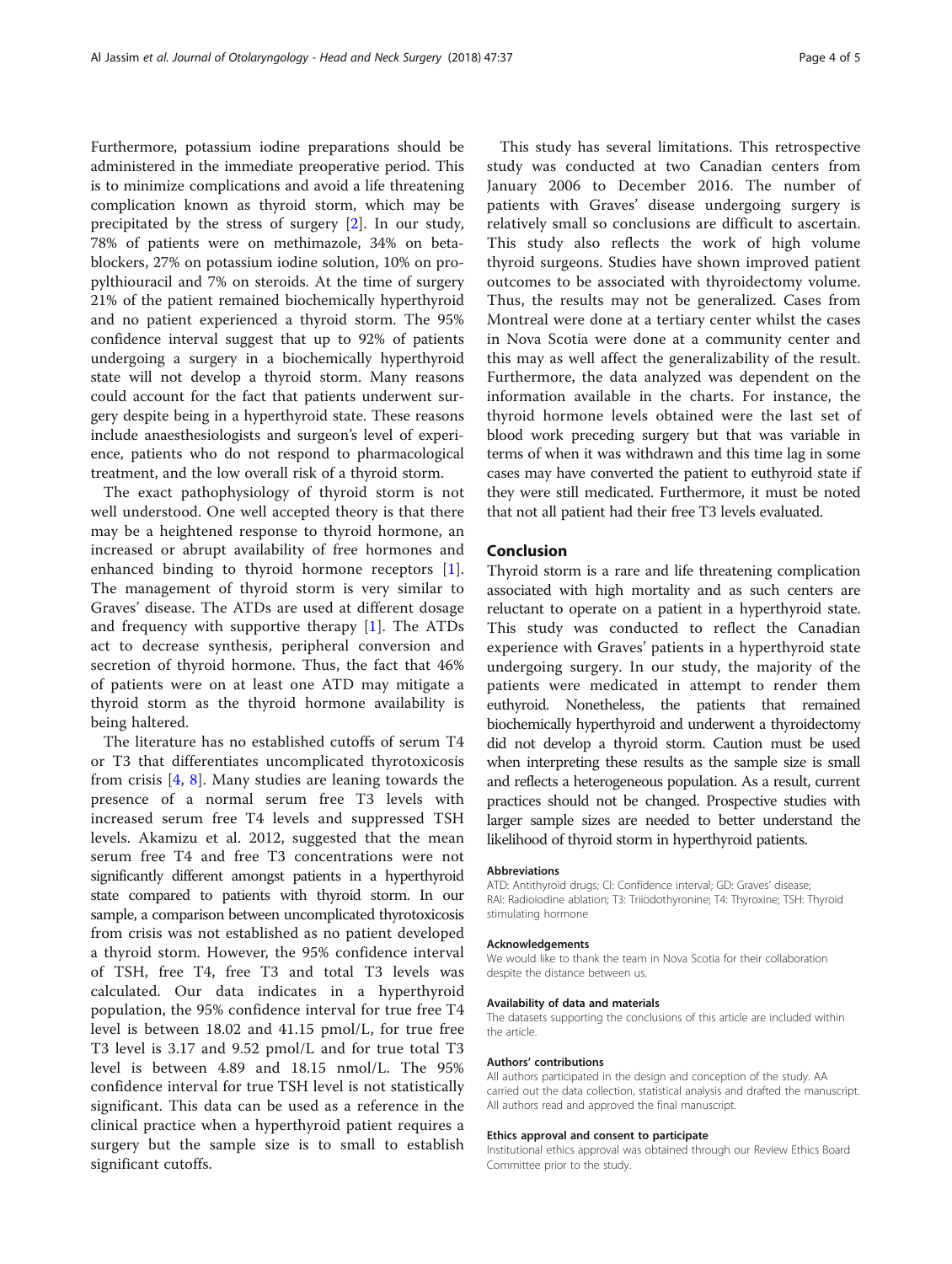Furthermore, potassium iodine preparations should be administered in the immediate preoperative period. This is to minimize complications and avoid a life threatening complication known as thyroid storm, which may be precipitated by the stress of surgery [2]. In our study, 78% of patients were on methimazole, 34% on beta-blockers, 27% on potassium iodine solution, 10% on propylthiouracil and 7% on steroids. At the time of surgery 21% of the patient remained biochemically hyperthyroid and no patient experienced a thyroid storm. The 95% confidence interval suggest that up to 92% of patients undergoing a surgery in a biochemically hyperthyroid state will not develop a thyroid storm. Many reasons could account for the fact that patients underwent surgery despite being in a hyperthyroid state. These reasons include anaesthesiologists and surgeon's level of experience, patients who do not respond to pharmacological treatment, and the low overall risk of a thyroid storm.

The exact pathophysiology of thyroid storm is not well understood. One well accepted theory is that there may be a heightened response to thyroid hormone, an increased or abrupt availability of free hormones and enhanced binding to thyroid hormone receptors [1]. The management of thyroid storm is very similar to Graves' disease. The ATDs are used at different dosage and frequency with supportive therapy [1]. The ATDs act to decrease synthesis, peripheral conversion and secretion of thyroid hormone. Thus, the fact that 46% of patients were on at least one ATD may mitigate a thyroid storm as the thyroid hormone availability is being haltered.

The literature has no established cutoffs of serum T4 or T3 that differentiates uncomplicated thyrotoxicosis from crisis [4, 8]. Many studies are leaning towards the presence of a normal serum free T3 levels with increased serum free T4 levels and suppressed TSH levels. Akamizu et al. 2012, suggested that the mean serum free T4 and free T3 concentrations were not significantly different amongst patients in a hyperthyroid state compared to patients with thyroid storm. In our sample, a comparison between uncomplicated thyrotoxicosis from crisis was not established as no patient developed a thyroid storm. However, the 95% confidence interval of TSH, free T4, free T3 and total T3 levels was calculated. Our data indicates in a hyperthyroid population, the 95% confidence interval for true free T4 level is between 18.02 and 41.15 pmol/L, for true free T3 level is 3.17 and 9.52 pmol/L and for true total T3 level is between 4.89 and 18.15 nmol/L. The 95% confidence interval for true TSH level is not statistically significant. This data can be used as a reference in the clinical practice when a hyperthyroid patient requires a surgery but the sample size is to small to establish significant cutoffs.

This study has several limitations. This retrospective study was conducted at two Canadian centers from January 2006 to December 2016. The number of patients with Graves' disease undergoing surgery is relatively small so conclusions are difficult to ascertain. This study also reflects the work of high volume thyroid surgeons. Studies have shown improved patient outcomes to be associated with thyroidectomy volume. Thus, the results may not be generalized. Cases from Montreal were done at a tertiary center whilst the cases in Nova Scotia were done at a community center and this may as well affect the generalizability of the result. Furthermore, the data analyzed was dependent on the information available in the charts. For instance, the thyroid hormone levels obtained were the last set of blood work preceding surgery but that was variable in terms of when it was withdrawn and this time lag in some cases may have converted the patient to euthyroid state if they were still medicated. Furthermore, it must be noted that not all patient had their free T3 levels evaluated.

## Conclusion

Thyroid storm is a rare and life threatening complication associated with high mortality and as such centers are reluctant to operate on a patient in a hyperthyroid state. This study was conducted to reflect the Canadian experience with Graves' patients in a hyperthyroid state undergoing surgery. In our study, the majority of the patients were medicated in attempt to render them euthyroid. Nonetheless, the patients that remained biochemically hyperthyroid and underwent a thyroidectomy did not develop a thyroid storm. Caution must be used when interpreting these results as the sample size is small and reflects a heterogeneous population. As a result, current practices should not be changed. Prospective studies with larger sample sizes are needed to better understand the likelihood of thyroid storm in hyperthyroid patients.

#### Abbreviations

ATD: Antithyroid drugs; CI: Confidence interval; GD: Graves' disease; RAI: Radioiodine ablation; T3: Triiodothyronine; T4: Thyroxine; TSH: Thyroid stimulating hormone

#### Acknowledgements

We would like to thank the team in Nova Scotia for their collaboration despite the distance between us.

#### Availability of data and materials

The datasets supporting the conclusions of this article are included within the article.

#### Authors' contributions

All authors participated in the design and conception of the study. AA carried out the data collection, statistical analysis and drafted the manuscript. All authors read and approved the final manuscript.

#### Ethics approval and consent to participate

Institutional ethics approval was obtained through our Review Ethics Board Committee prior to the study.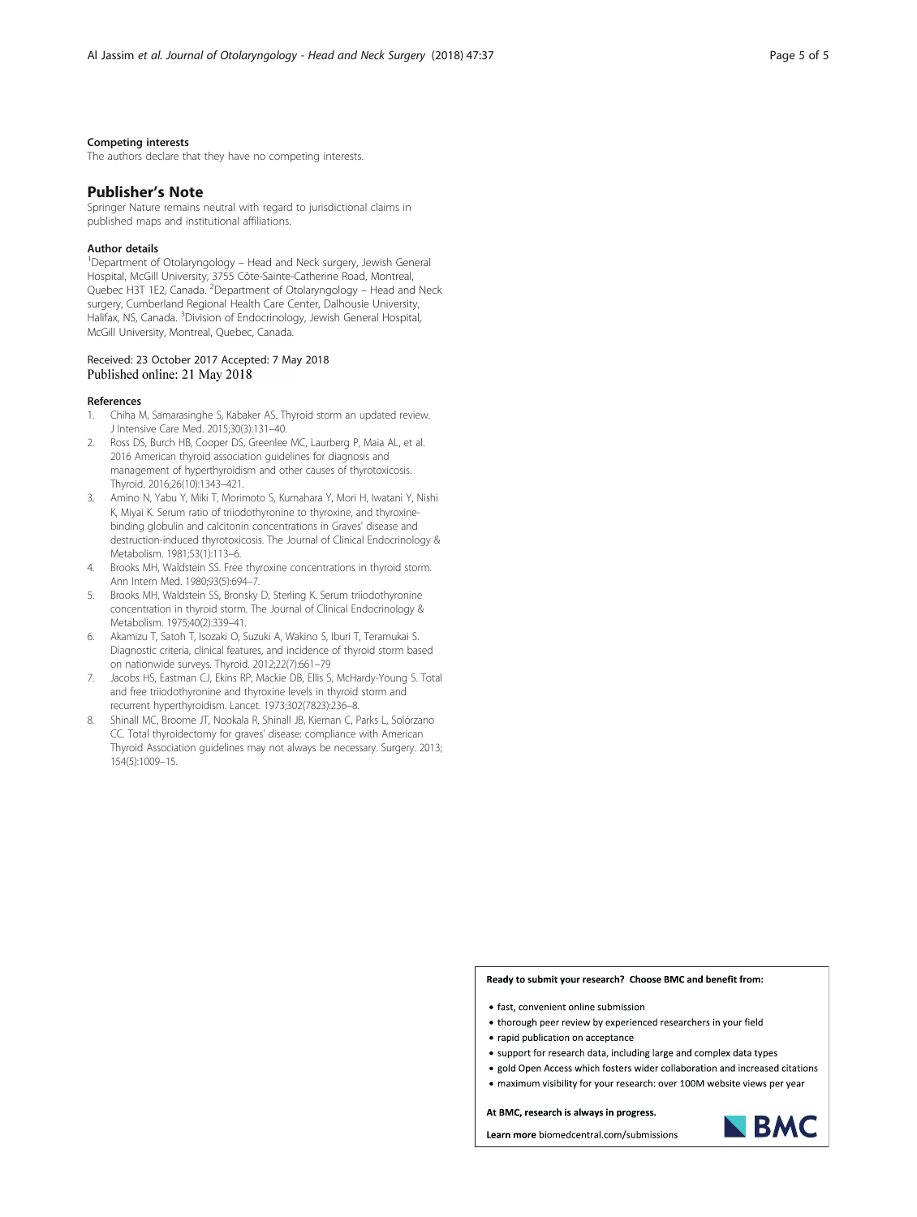### Competing interests

The authors declare that they have no competing interests.

## Publisher's Note

Springer Nature remains neutral with regard to jurisdictional claims in published maps and institutional affiliations.

### Author details

[1]Department of Otolaryngology – Head and Neck surgery, Jewish General Hospital, McGill University, 3755 Côte-Sainte-Catherine Road, Montreal, Quebec H3T 1E2, Canada. [2]Department of Otolaryngology – Head and Neck surgery, Cumberland Regional Health Care Center, Dalhousie University, Halifax, NS, Canada. [3]Division of Endocrinology, Jewish General Hospital, McGill University, Montreal, Quebec, Canada.

Received: 23 October 2017 Accepted: 7 May 2018
Published online: 21 May 2018

### References

1. Chiha M, Samarasinghe S, Kabaker AS. Thyroid storm an updated review. J Intensive Care Med. 2015;30(3):131–40.
2. Ross DS, Burch HB, Cooper DS, Greenlee MC, Laurberg P, Maia AL, et al. 2016 American thyroid association guidelines for diagnosis and management of hyperthyroidism and other causes of thyrotoxicosis. Thyroid. 2016;26(10):1343–421.
3. Amino N, Yabu Y, Miki T, Morimoto S, Kumahara Y, Mori H, Iwatani Y, Nishi K, Miyai K. Serum ratio of triiodothyronine to thyroxine, and thyroxine-binding globulin and calcitonin concentrations in Graves' disease and destruction-induced thyrotoxicosis. The Journal of Clinical Endocrinology & Metabolism. 1981;53(1):113–6.
4. Brooks MH, Waldstein SS. Free thyroxine concentrations in thyroid storm. Ann Intern Med. 1980;93(5):694–7.
5. Brooks MH, Waldstein SS, Bronsky D, Sterling K. Serum triiodothyronine concentration in thyroid storm. The Journal of Clinical Endocrinology & Metabolism. 1975;40(2):339–41.
6. Akamizu T, Satoh T, Isozaki O, Suzuki A, Wakino S, Iburi T, Teramukai S. Diagnostic criteria, clinical features, and incidence of thyroid storm based on nationwide surveys. Thyroid. 2012;22(7):661–79
7. Jacobs HS, Eastman CJ, Ekins RP, Mackie DB, Ellis S, McHardy-Young S. Total and free triiodothyronine and thyroxine levels in thyroid storm and recurrent hyperthyroidism. Lancet. 1973;302(7823):236–8.
8. Shinall MC, Broome JT, Nookala R, Shinall JB, Kiernan C, Parks L, Solórzano CC. Total thyroidectomy for graves' disease: compliance with American Thyroid Association guidelines may not always be necessary. Surgery. 2013; 154(5):1009–15.

**Ready to submit your research? Choose BMC and benefit from:**

- fast, convenient online submission
- thorough peer review by experienced researchers in your field
- rapid publication on acceptance
- support for research data, including large and complex data types
- gold Open Access which fosters wider collaboration and increased citations
- maximum visibility for your research: over 100M website views per year

**At BMC, research is always in progress.**

**Learn more** biomedcentral.com/submissions

BMC